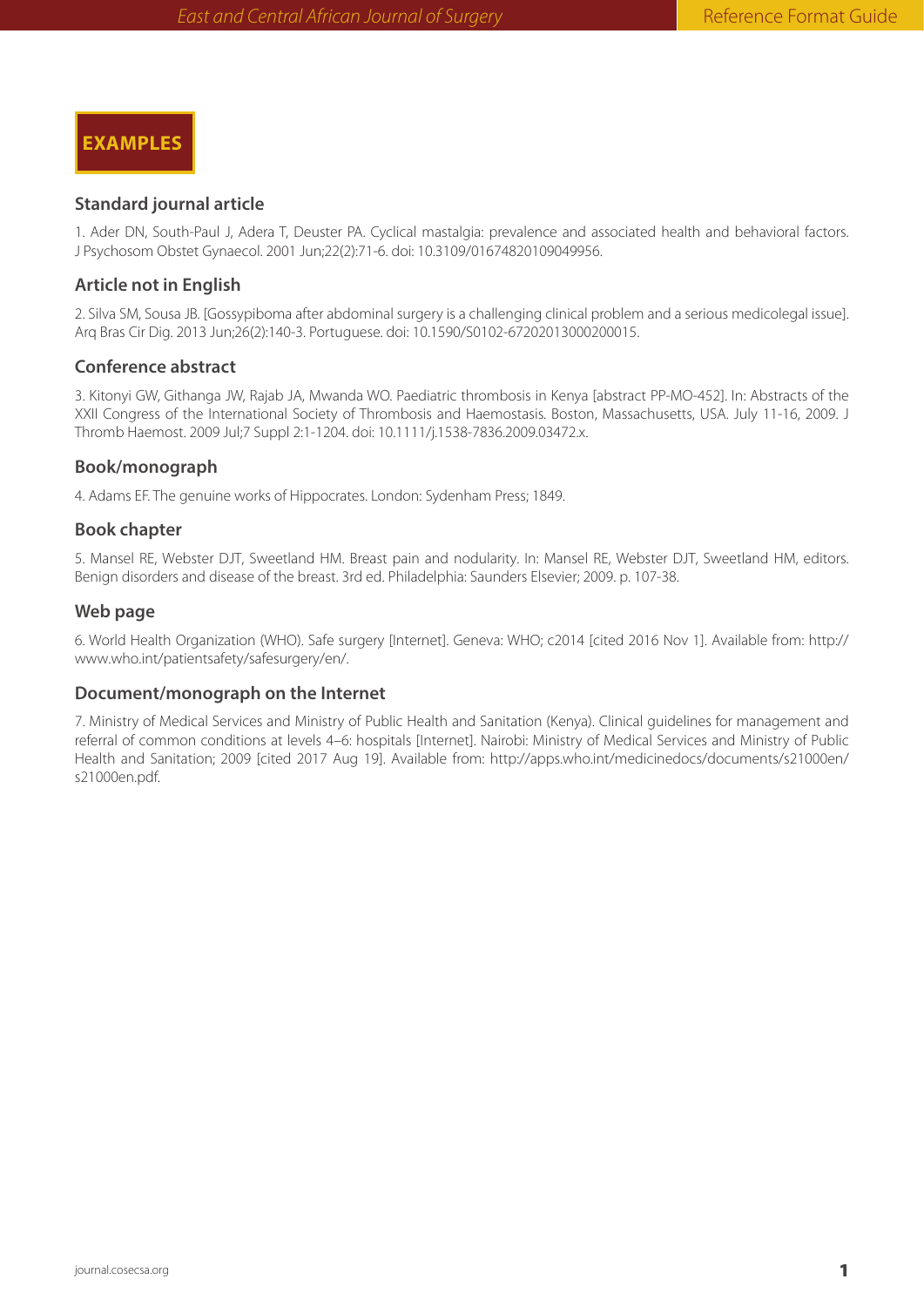# EXAMPLES

## Standard journal article

1. Ader DN, South-Paul J, Adera T, Deuster PA. Cyclical mastalgia: prevalence and associated health and behavioral factors. J Psychosom Obstet Gynaecol. 2001 Jun;22(2):71-6. doi: 10.3109/01674820109049956.

## Article not in English

2. Silva SM, Sousa JB. [Gossypiboma after abdominal surgery is a challenging clinical problem and a serious medicolegal issue]. Arq Bras Cir Dig. 2013 Jun;26(2):140-3. Portuguese. doi: 10.1590/S0102-67202013000200015.

## Conference abstract

3. Kitonyi GW, Githanga JW, Rajab JA, Mwanda WO. Paediatric thrombosis in Kenya [abstract PP-MO-452]. In: Abstracts of the XXII Congress of the International Society of Thrombosis and Haemostasis. Boston, Massachusetts, USA. July 11-16, 2009. J Thromb Haemost. 2009 Jul;7 Suppl 2:1-1204. doi: 10.1111/j.1538-7836.2009.03472.x.

## Book/monograph

4. Adams EF. The genuine works of Hippocrates. London: Sydenham Press; 1849.

## Book chapter

5. Mansel RE, Webster DJT, Sweetland HM. Breast pain and nodularity. In: Mansel RE, Webster DJT, Sweetland HM, editors. Benign disorders and disease of the breast. 3rd ed. Philadelphia: Saunders Elsevier; 2009. p. 107-38.

## Web page

6. World Health Organization (WHO). Safe surgery [Internet]. Geneva: WHO; c2014 [cited 2016 Nov 1]. Available from: http://www.who.int/patientsafety/safesurgery/en/.

## Document/monograph on the Internet

7. Ministry of Medical Services and Ministry of Public Health and Sanitation (Kenya). Clinical guidelines for management and referral of common conditions at levels 4–6: hospitals [Internet]. Nairobi: Ministry of Medical Services and Ministry of Public Health and Sanitation; 2009 [cited 2017 Aug 19]. Available from: http://apps.who.int/medicinedocs/documents/s21000en/s21000en.pdf.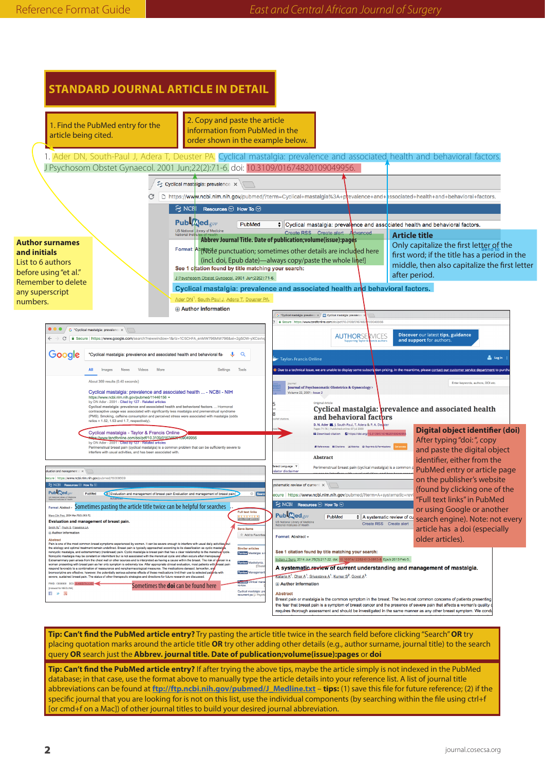# STANDARD JOURNAL ARTICLE IN DETAIL

1. Find the PubMed entry for the article being cited.

2. Copy and paste the article information from PubMed in the order shown in the example below.

1. Adher DN, South-Paul J, Adera T, Deuster PA. Cyclical mastalgia: prevalence and associated health and behavioral factors. J Psychosom Obstet Gynaecol. 2001 Jun;22(2):71-6. doi: 10.3109/01674820109049956.

**Author surnames and initials**
List to 6 authors before using "et al." Remember to delete any superscript numbers.

**Abbrev Journal Title. Date of publication;volume(issue):pages**
[Note punctuation; sometimes other details are included here (incl. doi, Epub date)—always copy/paste the whole line!]

**Article title**
Only capitalize the first letter of the first word; if the title has a period in the middle, then also capitalize the first letter after period.

**Digital object identifier (doi)**
After typing "doi:", copy and paste the digital object identifier, either from the PubMed entry or article page on the publisher's website (found by clicking one of the "Full text links" in PubMed or using Google or another search engine). Note: not every article has a doi (especially older articles).

Sometimes pasting the article title twice in the search field can be helpful for searches

Sometimes the **doi** can be found here

**Tip: Can't find the PubMed article entry?** Try pasting the article title twice in the search field before clicking "Search" **OR** try placing quotation marks around the article title **OR** try other adding other details (e.g., author surname, journal title) to the search query **OR** search just the **Abbrev. journal title. Date of publication;volume(issue):pages** or **doi**

**Tip: Can't find the PubMed article entry?** If after trying the above tips, maybe the article simply is not indexed in the PubMed database; in that case, use the format above to manually type the article details into your reference list. A list of journal title abbreviations can be found at **ftp://ftp.ncbi.nih.gov/pubmed/J_Medline.txt** – **tips:** (1) save this file for future reference; (2) if the specific journal that you are looking for is not on this list, use the individual components (by searching within the file using ctrl+f [or cmd+f on a Mac]) of other journal titles to build your desired journal abbreviation.